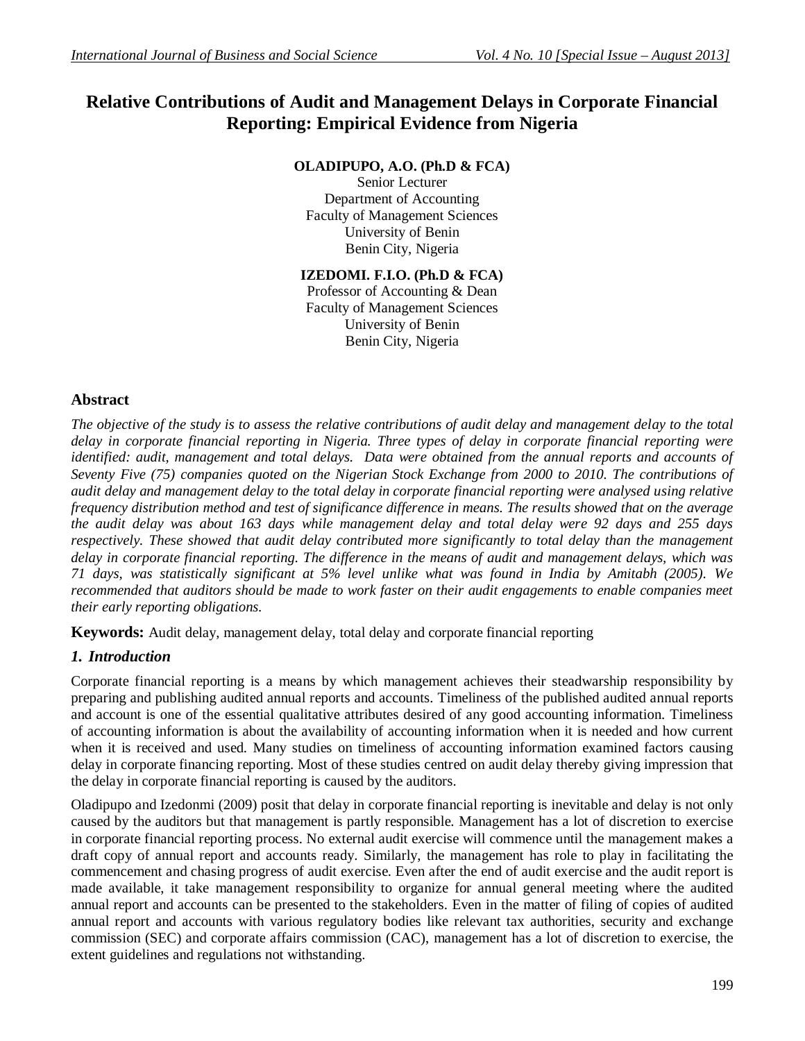# Relative Contributions of Audit and Management Delays in Corporate Financial Reporting: Empirical Evidence from Nigeria

**OLADIPUPO, A.O. (Ph.D & FCA)**
Senior Lecturer
Department of Accounting
Faculty of Management Sciences
University of Benin
Benin City, Nigeria

**IZEDOMI. F.I.O. (Ph.D & FCA)**
Professor of Accounting & Dean
Faculty of Management Sciences
University of Benin
Benin City, Nigeria

## Abstract

*The objective of the study is to assess the relative contributions of audit delay and management delay to the total delay in corporate financial reporting in Nigeria. Three types of delay in corporate financial reporting were identified: audit, management and total delays. Data were obtained from the annual reports and accounts of Seventy Five (75) companies quoted on the Nigerian Stock Exchange from 2000 to 2010. The contributions of audit delay and management delay to the total delay in corporate financial reporting were analysed using relative frequency distribution method and test of significance difference in means. The results showed that on the average the audit delay was about 163 days while management delay and total delay were 92 days and 255 days respectively. These showed that audit delay contributed more significantly to total delay than the management delay in corporate financial reporting. The difference in the means of audit and management delays, which was 71 days, was statistically significant at 5% level unlike what was found in India by Amitabh (2005). We recommended that auditors should be made to work faster on their audit engagements to enable companies meet their early reporting obligations.*

**Keywords:** Audit delay, management delay, total delay and corporate financial reporting

## *1. Introduction*

Corporate financial reporting is a means by which management achieves their steadwarship responsibility by preparing and publishing audited annual reports and accounts. Timeliness of the published audited annual reports and account is one of the essential qualitative attributes desired of any good accounting information. Timeliness of accounting information is about the availability of accounting information when it is needed and how current when it is received and used. Many studies on timeliness of accounting information examined factors causing delay in corporate financing reporting. Most of these studies centred on audit delay thereby giving impression that the delay in corporate financial reporting is caused by the auditors.

Oladipupo and Izedonmi (2009) posit that delay in corporate financial reporting is inevitable and delay is not only caused by the auditors but that management is partly responsible. Management has a lot of discretion to exercise in corporate financial reporting process. No external audit exercise will commence until the management makes a draft copy of annual report and accounts ready. Similarly, the management has role to play in facilitating the commencement and chasing progress of audit exercise. Even after the end of audit exercise and the audit report is made available, it take management responsibility to organize for annual general meeting where the audited annual report and accounts can be presented to the stakeholders. Even in the matter of filing of copies of audited annual report and accounts with various regulatory bodies like relevant tax authorities, security and exchange commission (SEC) and corporate affairs commission (CAC), management has a lot of discretion to exercise, the extent guidelines and regulations not withstanding.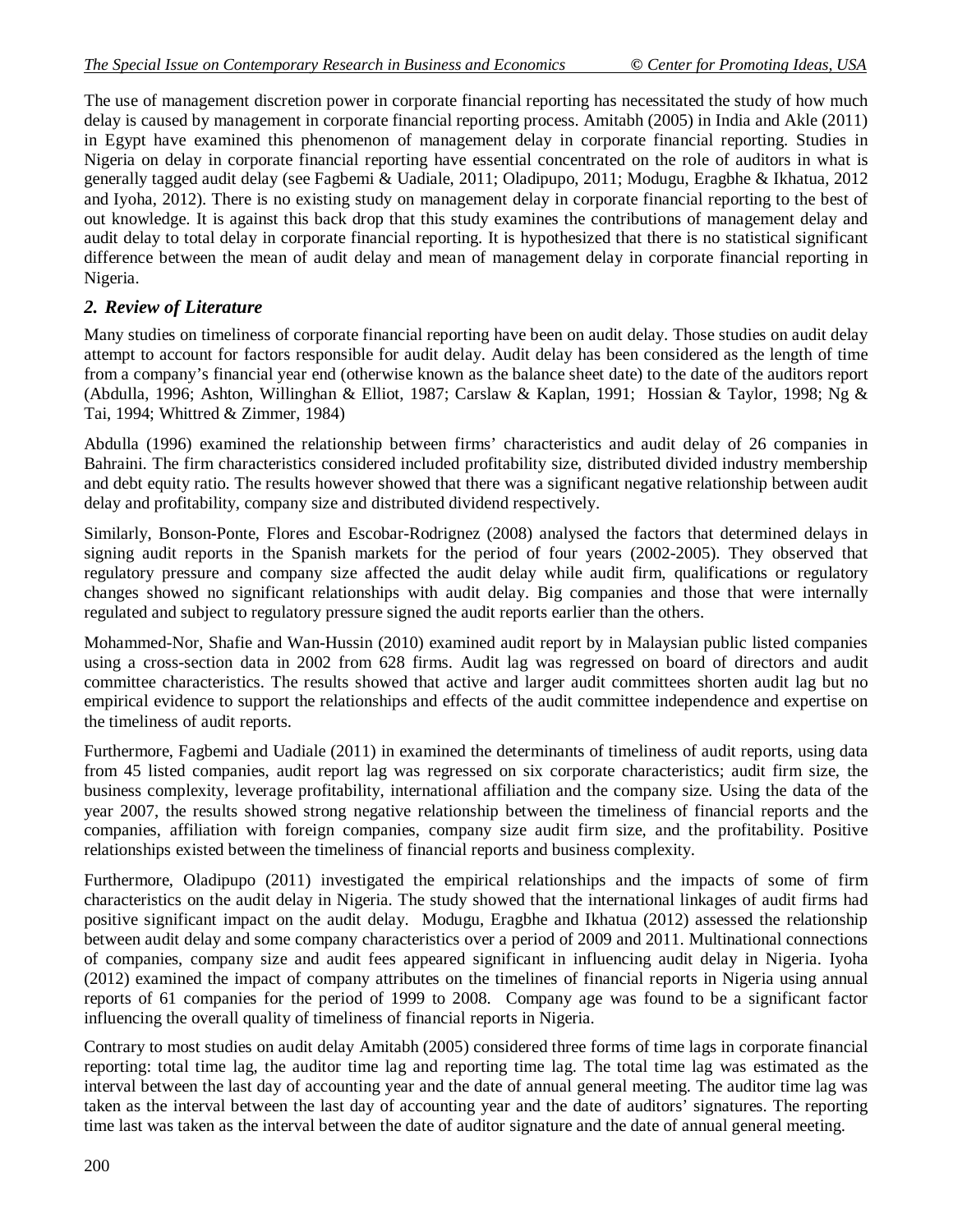The use of management discretion power in corporate financial reporting has necessitated the study of how much delay is caused by management in corporate financial reporting process. Amitabh (2005) in India and Akle (2011) in Egypt have examined this phenomenon of management delay in corporate financial reporting. Studies in Nigeria on delay in corporate financial reporting have essential concentrated on the role of auditors in what is generally tagged audit delay (see Fagbemi & Uadiale, 2011; Oladipupo, 2011; Modugu, Eragbhe & Ikhatua, 2012 and Iyoha, 2012). There is no existing study on management delay in corporate financial reporting to the best of out knowledge. It is against this back drop that this study examines the contributions of management delay and audit delay to total delay in corporate financial reporting. It is hypothesized that there is no statistical significant difference between the mean of audit delay and mean of management delay in corporate financial reporting in Nigeria.

## *2. Review of Literature*

Many studies on timeliness of corporate financial reporting have been on audit delay. Those studies on audit delay attempt to account for factors responsible for audit delay. Audit delay has been considered as the length of time from a company's financial year end (otherwise known as the balance sheet date) to the date of the auditors report (Abdulla, 1996; Ashton, Willinghan & Elliot, 1987; Carslaw & Kaplan, 1991; Hossian & Taylor, 1998; Ng & Tai, 1994; Whittred & Zimmer, 1984)

Abdulla (1996) examined the relationship between firms' characteristics and audit delay of 26 companies in Bahraini. The firm characteristics considered included profitability size, distributed divided industry membership and debt equity ratio. The results however showed that there was a significant negative relationship between audit delay and profitability, company size and distributed dividend respectively.

Similarly, Bonson-Ponte, Flores and Escobar-Rodrignez (2008) analysed the factors that determined delays in signing audit reports in the Spanish markets for the period of four years (2002-2005). They observed that regulatory pressure and company size affected the audit delay while audit firm, qualifications or regulatory changes showed no significant relationships with audit delay. Big companies and those that were internally regulated and subject to regulatory pressure signed the audit reports earlier than the others.

Mohammed-Nor, Shafie and Wan-Hussin (2010) examined audit report by in Malaysian public listed companies using a cross-section data in 2002 from 628 firms. Audit lag was regressed on board of directors and audit committee characteristics. The results showed that active and larger audit committees shorten audit lag but no empirical evidence to support the relationships and effects of the audit committee independence and expertise on the timeliness of audit reports.

Furthermore, Fagbemi and Uadiale (2011) in examined the determinants of timeliness of audit reports, using data from 45 listed companies, audit report lag was regressed on six corporate characteristics; audit firm size, the business complexity, leverage profitability, international affiliation and the company size. Using the data of the year 2007, the results showed strong negative relationship between the timeliness of financial reports and the companies, affiliation with foreign companies, company size audit firm size, and the profitability. Positive relationships existed between the timeliness of financial reports and business complexity.

Furthermore, Oladipupo (2011) investigated the empirical relationships and the impacts of some of firm characteristics on the audit delay in Nigeria. The study showed that the international linkages of audit firms had positive significant impact on the audit delay. Modugu, Eragbhe and Ikhatua (2012) assessed the relationship between audit delay and some company characteristics over a period of 2009 and 2011. Multinational connections of companies, company size and audit fees appeared significant in influencing audit delay in Nigeria. Iyoha (2012) examined the impact of company attributes on the timelines of financial reports in Nigeria using annual reports of 61 companies for the period of 1999 to 2008. Company age was found to be a significant factor influencing the overall quality of timeliness of financial reports in Nigeria.

Contrary to most studies on audit delay Amitabh (2005) considered three forms of time lags in corporate financial reporting: total time lag, the auditor time lag and reporting time lag. The total time lag was estimated as the interval between the last day of accounting year and the date of annual general meeting. The auditor time lag was taken as the interval between the last day of accounting year and the date of auditors' signatures. The reporting time last was taken as the interval between the date of auditor signature and the date of annual general meeting.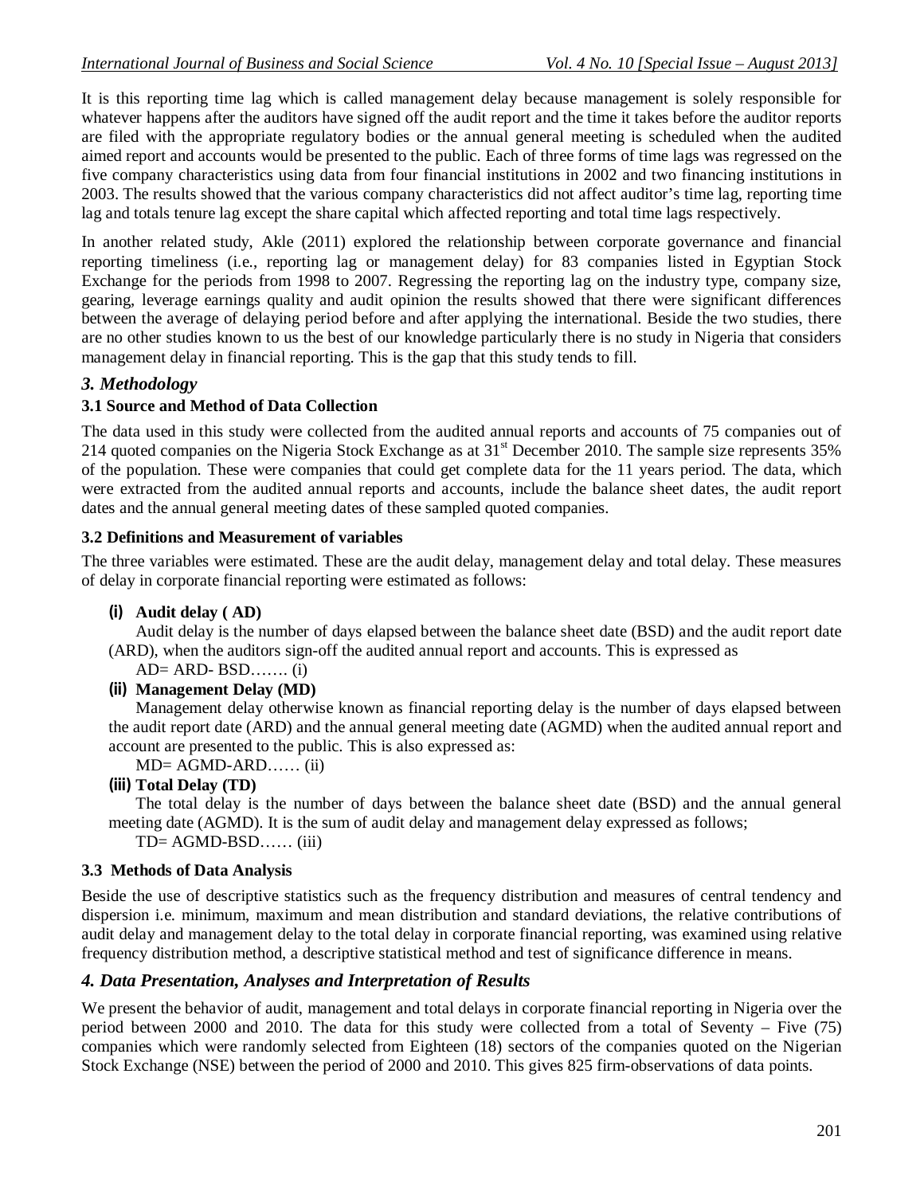It is this reporting time lag which is called management delay because management is solely responsible for whatever happens after the auditors have signed off the audit report and the time it takes before the auditor reports are filed with the appropriate regulatory bodies or the annual general meeting is scheduled when the audited aimed report and accounts would be presented to the public. Each of three forms of time lags was regressed on the five company characteristics using data from four financial institutions in 2002 and two financing institutions in 2003. The results showed that the various company characteristics did not affect auditor's time lag, reporting time lag and totals tenure lag except the share capital which affected reporting and total time lags respectively.

In another related study, Akle (2011) explored the relationship between corporate governance and financial reporting timeliness (i.e., reporting lag or management delay) for 83 companies listed in Egyptian Stock Exchange for the periods from 1998 to 2007. Regressing the reporting lag on the industry type, company size, gearing, leverage earnings quality and audit opinion the results showed that there were significant differences between the average of delaying period before and after applying the international. Beside the two studies, there are no other studies known to us the best of our knowledge particularly there is no study in Nigeria that considers management delay in financial reporting. This is the gap that this study tends to fill.

## *3. Methodology*

### 3.1 Source and Method of Data Collection

The data used in this study were collected from the audited annual reports and accounts of 75 companies out of 214 quoted companies on the Nigeria Stock Exchange as at 31st December 2010. The sample size represents 35% of the population. These were companies that could get complete data for the 11 years period. The data, which were extracted from the audited annual reports and accounts, include the balance sheet dates, the audit report dates and the annual general meeting dates of these sampled quoted companies.

### 3.2 Definitions and Measurement of variables

The three variables were estimated. These are the audit delay, management delay and total delay. These measures of delay in corporate financial reporting were estimated as follows:

**(i) Audit delay ( AD)**

Audit delay is the number of days elapsed between the balance sheet date (BSD) and the audit report date (ARD), when the auditors sign-off the audited annual report and accounts. This is expressed as

AD= ARD- BSD……. (i)

**(ii) Management Delay (MD)**

Management delay otherwise known as financial reporting delay is the number of days elapsed between the audit report date (ARD) and the annual general meeting date (AGMD) when the audited annual report and account are presented to the public. This is also expressed as:

MD= AGMD-ARD…… (ii)

**(iii) Total Delay (TD)**

The total delay is the number of days between the balance sheet date (BSD) and the annual general meeting date (AGMD). It is the sum of audit delay and management delay expressed as follows;

TD= AGMD-BSD…… (iii)

### 3.3 Methods of Data Analysis

Beside the use of descriptive statistics such as the frequency distribution and measures of central tendency and dispersion i.e. minimum, maximum and mean distribution and standard deviations, the relative contributions of audit delay and management delay to the total delay in corporate financial reporting, was examined using relative frequency distribution method, a descriptive statistical method and test of significance difference in means.

## *4. Data Presentation, Analyses and Interpretation of Results*

We present the behavior of audit, management and total delays in corporate financial reporting in Nigeria over the period between 2000 and 2010. The data for this study were collected from a total of Seventy – Five (75) companies which were randomly selected from Eighteen (18) sectors of the companies quoted on the Nigerian Stock Exchange (NSE) between the period of 2000 and 2010. This gives 825 firm-observations of data points.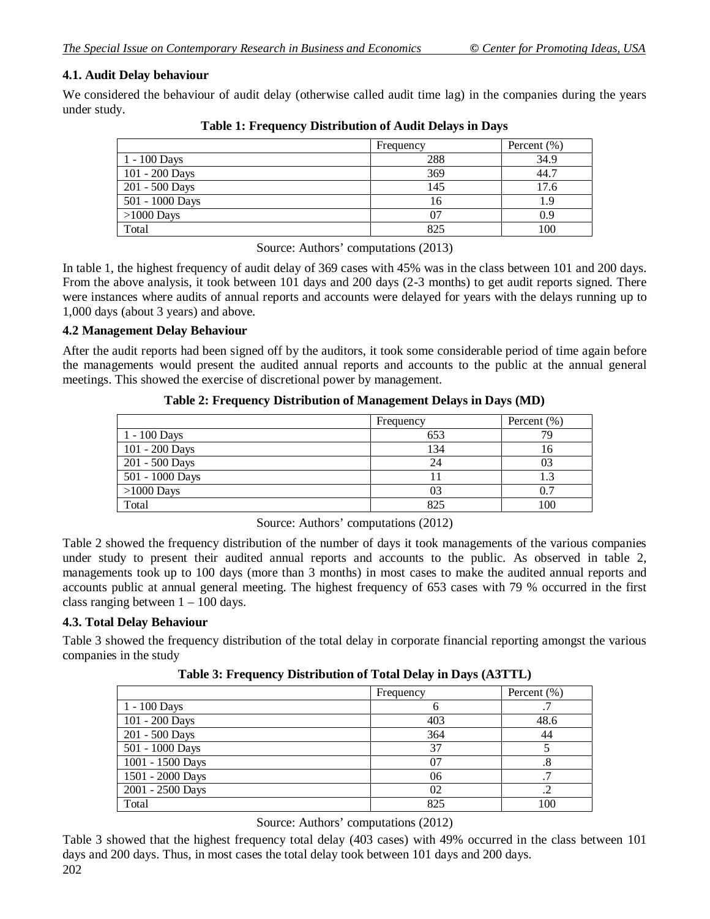### 4.1. Audit Delay behaviour

We considered the behaviour of audit delay (otherwise called audit time lag) in the companies during the years under study.

**Table 1: Frequency Distribution of Audit Delays in Days**

| | Frequency | Percent (%) |
|---|---|---|
| 1 - 100 Days | 288 | 34.9 |
| 101 - 200 Days | 369 | 44.7 |
| 201 - 500 Days | 145 | 17.6 |
| 501 - 1000 Days | 16 | 1.9 |
| >1000 Days | 07 | 0.9 |
| Total | 825 | 100 |

Source: Authors' computations (2013)

In table 1, the highest frequency of audit delay of 369 cases with 45% was in the class between 101 and 200 days. From the above analysis, it took between 101 days and 200 days (2-3 months) to get audit reports signed. There were instances where audits of annual reports and accounts were delayed for years with the delays running up to 1,000 days (about 3 years) and above.

### 4.2 Management Delay Behaviour

After the audit reports had been signed off by the auditors, it took some considerable period of time again before the managements would present the audited annual reports and accounts to the public at the annual general meetings. This showed the exercise of discretional power by management.

**Table 2: Frequency Distribution of Management Delays in Days (MD)**

| | Frequency | Percent (%) |
|---|---|---|
| 1 - 100 Days | 653 | 79 |
| 101 - 200 Days | 134 | 16 |
| 201 - 500 Days | 24 | 03 |
| 501 - 1000 Days | 11 | 1.3 |
| >1000 Days | 03 | 0.7 |
| Total | 825 | 100 |

Source: Authors' computations (2012)

Table 2 showed the frequency distribution of the number of days it took managements of the various companies under study to present their audited annual reports and accounts to the public. As observed in table 2, managements took up to 100 days (more than 3 months) in most cases to make the audited annual reports and accounts public at annual general meeting. The highest frequency of 653 cases with 79 % occurred in the first class ranging between 1 – 100 days.

### 4.3. Total Delay Behaviour

Table 3 showed the frequency distribution of the total delay in corporate financial reporting amongst the various companies in the study

**Table 3: Frequency Distribution of Total Delay in Days (A3TTL)**

| | Frequency | Percent (%) |
|---|---|---|
| 1 - 100 Days | 6 | .7 |
| 101 - 200 Days | 403 | 48.6 |
| 201 - 500 Days | 364 | 44 |
| 501 - 1000 Days | 37 | 5 |
| 1001 - 1500 Days | 07 | .8 |
| 1501 - 2000 Days | 06 | .7 |
| 2001 - 2500 Days | 02 | .2 |
| Total | 825 | 100 |

Source: Authors' computations (2012)

Table 3 showed that the highest frequency total delay (403 cases) with 49% occurred in the class between 101 days and 200 days. Thus, in most cases the total delay took between 101 days and 200 days.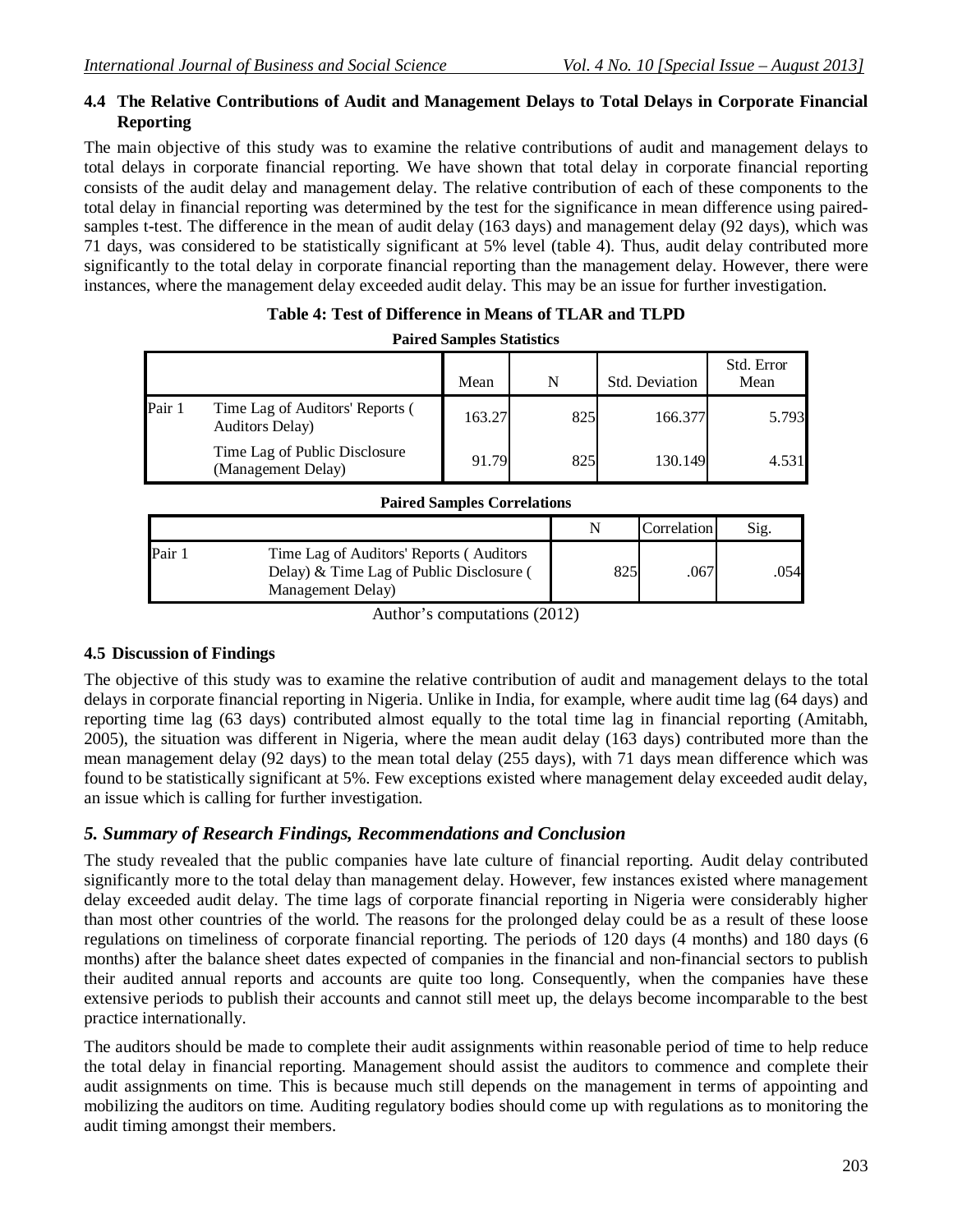### 4.4 The Relative Contributions of Audit and Management Delays to Total Delays in Corporate Financial Reporting

The main objective of this study was to examine the relative contributions of audit and management delays to total delays in corporate financial reporting. We have shown that total delay in corporate financial reporting consists of the audit delay and management delay. The relative contribution of each of these components to the total delay in financial reporting was determined by the test for the significance in mean difference using paired-samples t-test. The difference in the mean of audit delay (163 days) and management delay (92 days), which was 71 days, was considered to be statistically significant at 5% level (table 4). Thus, audit delay contributed more significantly to the total delay in corporate financial reporting than the management delay. However, there were instances, where the management delay exceeded audit delay. This may be an issue for further investigation.

**Table 4: Test of Difference in Means of TLAR and TLPD**

**Paired Samples Statistics**

| | | Mean | N | Std. Deviation | Std. Error Mean |
|---|---|---|---|---|---|
| Pair 1 | Time Lag of Auditors' Reports ( Auditors Delay) | 163.27 | 825 | 166.377 | 5.793 |
| | Time Lag of Public Disclosure (Management Delay) | 91.79 | 825 | 130.149 | 4.531 |

**Paired Samples Correlations**

| | | N | Correlation | Sig. |
|---|---|---|---|---|
| Pair 1 | Time Lag of Auditors' Reports ( Auditors Delay) & Time Lag of Public Disclosure ( Management Delay) | 825 | .067 | .054 |

Author's computations (2012)

### 4.5 Discussion of Findings

The objective of this study was to examine the relative contribution of audit and management delays to the total delays in corporate financial reporting in Nigeria. Unlike in India, for example, where audit time lag (64 days) and reporting time lag (63 days) contributed almost equally to the total time lag in financial reporting (Amitabh, 2005), the situation was different in Nigeria, where the mean audit delay (163 days) contributed more than the mean management delay (92 days) to the mean total delay (255 days), with 71 days mean difference which was found to be statistically significant at 5%. Few exceptions existed where management delay exceeded audit delay, an issue which is calling for further investigation.

## *5. Summary of Research Findings, Recommendations and Conclusion*

The study revealed that the public companies have late culture of financial reporting. Audit delay contributed significantly more to the total delay than management delay. However, few instances existed where management delay exceeded audit delay. The time lags of corporate financial reporting in Nigeria were considerably higher than most other countries of the world. The reasons for the prolonged delay could be as a result of these loose regulations on timeliness of corporate financial reporting. The periods of 120 days (4 months) and 180 days (6 months) after the balance sheet dates expected of companies in the financial and non-financial sectors to publish their audited annual reports and accounts are quite too long. Consequently, when the companies have these extensive periods to publish their accounts and cannot still meet up, the delays become incomparable to the best practice internationally.

The auditors should be made to complete their audit assignments within reasonable period of time to help reduce the total delay in financial reporting. Management should assist the auditors to commence and complete their audit assignments on time. This is because much still depends on the management in terms of appointing and mobilizing the auditors on time. Auditing regulatory bodies should come up with regulations as to monitoring the audit timing amongst their members.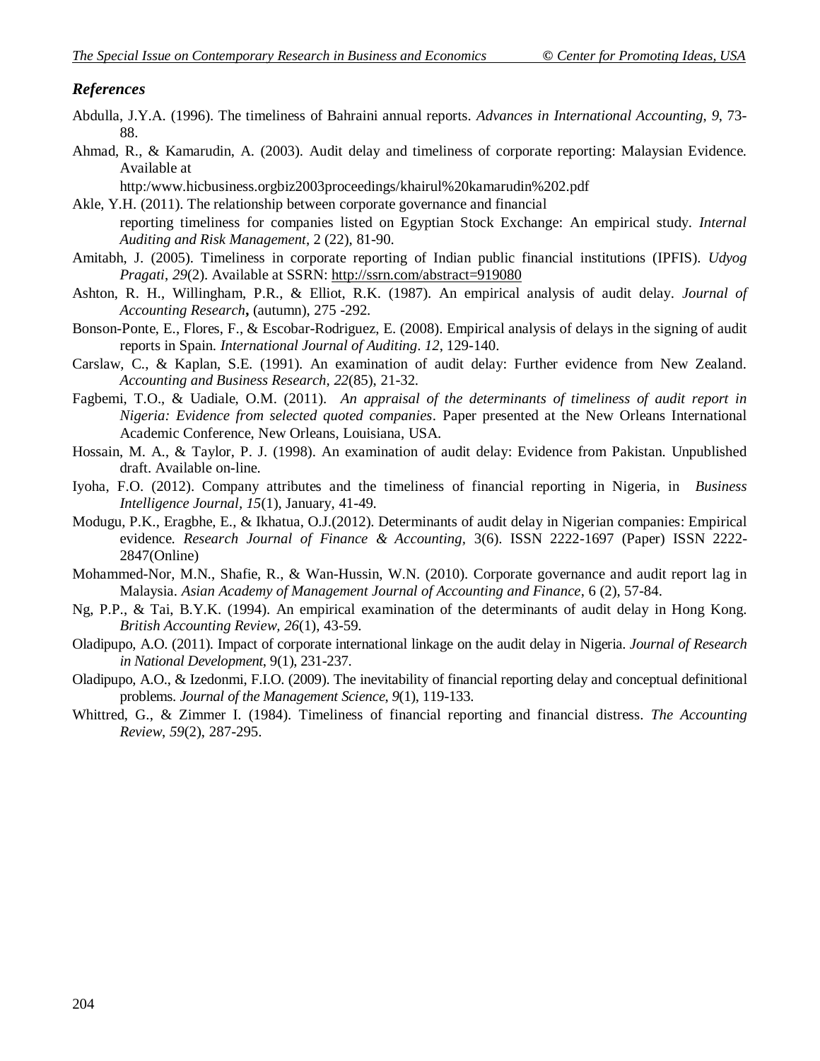### *References*

Abdulla, J.Y.A. (1996). The timeliness of Bahraini annual reports. *Advances in International Accounting*, *9*, 73-88.

Ahmad, R., & Kamarudin, A. (2003). Audit delay and timeliness of corporate reporting: Malaysian Evidence. Available at http:/www.hicbusiness.orgbiz2003proceedings/khairul%20kamarudin%202.pdf

Akle, Y.H. (2011). The relationship between corporate governance and financial reporting timeliness for companies listed on Egyptian Stock Exchange: An empirical study. *Internal Auditing and Risk Management*, 2 (22), 81-90.

Amitabh, J. (2005). Timeliness in corporate reporting of Indian public financial institutions (IPFIS). *Udyog Pragati*, *29*(2). Available at SSRN: http://ssrn.com/abstract=919080

Ashton, R. H., Willingham, P.R., & Elliot, R.K. (1987). An empirical analysis of audit delay. *Journal of Accounting Research***,** (autumn), 275 -292.

Bonson-Ponte, E., Flores, F., & Escobar-Rodriguez, E. (2008). Empirical analysis of delays in the signing of audit reports in Spain. *International Journal of Auditing*. *12*, 129-140.

Carslaw, C., & Kaplan, S.E. (1991). An examination of audit delay: Further evidence from New Zealand. *Accounting and Business Research, 22*(85), 21-32.

Fagbemi, T.O., & Uadiale, O.M. (2011). *An appraisal of the determinants of timeliness of audit report in Nigeria: Evidence from selected quoted companies*. Paper presented at the New Orleans International Academic Conference, New Orleans, Louisiana, USA.

Hossain, M. A., & Taylor, P. J. (1998). An examination of audit delay: Evidence from Pakistan. Unpublished draft. Available on-line.

Iyoha, F.O. (2012). Company attributes and the timeliness of financial reporting in Nigeria, in *Business Intelligence Journal*, *15*(1), January, 41-49.

Modugu, P.K., Eragbhe, E., & Ikhatua, O.J.(2012). Determinants of audit delay in Nigerian companies: Empirical evidence. *Research Journal of Finance & Accounting,* 3(6). ISSN 2222-1697 (Paper) ISSN 2222-2847(Online)

Mohammed-Nor, M.N., Shafie, R., & Wan-Hussin, W.N. (2010). Corporate governance and audit report lag in Malaysia. *Asian Academy of Management Journal of Accounting and Finance*, 6 (2), 57-84.

Ng, P.P., & Tai, B.Y.K. (1994). An empirical examination of the determinants of audit delay in Hong Kong. *British Accounting Review, 26*(1), 43-59.

Oladipupo, A.O. (2011). Impact of corporate international linkage on the audit delay in Nigeria. *Journal of Research in National Development*, 9(1), 231-237.

Oladipupo, A.O., & Izedonmi, F.I.O. (2009). The inevitability of financial reporting delay and conceptual definitional problems. *Journal of the Management Science*, *9*(1), 119-133.

Whittred, G., & Zimmer I. (1984). Timeliness of financial reporting and financial distress. *The Accounting Review*, *59*(2), 287-295.